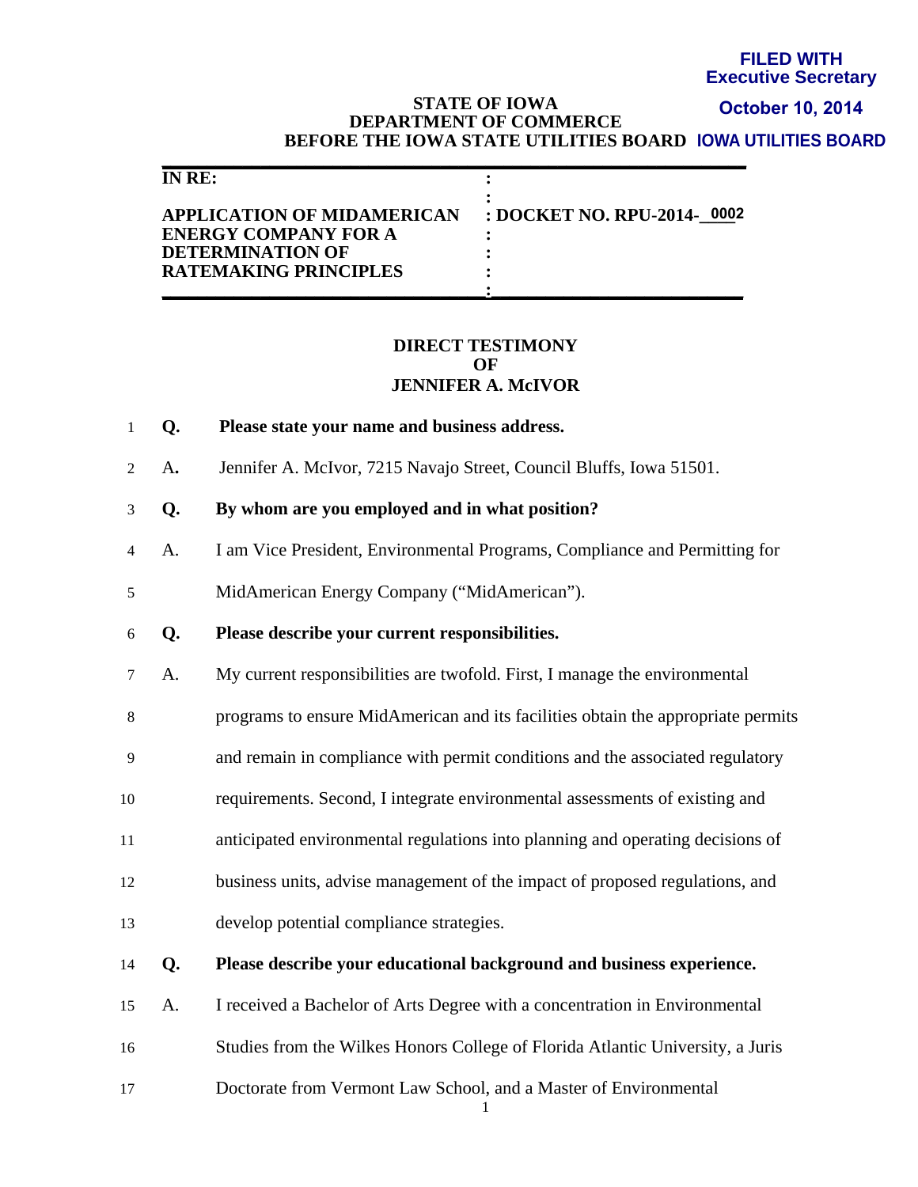**FILED WITH**
**Executive Secretary**
**October 10, 2014**
**IOWA UTILITIES BOARD**

**STATE OF IOWA**
**DEPARTMENT OF COMMERCE**
**BEFORE THE IOWA STATE UTILITIES BOARD**

| **IN RE:** | |
|---|---|
| **APPLICATION OF MIDAMERICAN ENERGY COMPANY FOR A DETERMINATION OF RATEMAKING PRINCIPLES** | **DOCKET NO. RPU-2014-0002** |

# DIRECT TESTIMONY OF JENNIFER A. McIVOR

**Q. Please state your name and business address.**

A. Jennifer A. McIvor, 7215 Navajo Street, Council Bluffs, Iowa 51501.

**Q. By whom are you employed and in what position?**

A. I am Vice President, Environmental Programs, Compliance and Permitting for MidAmerican Energy Company ("MidAmerican").

**Q. Please describe your current responsibilities.**

A. My current responsibilities are twofold. First, I manage the environmental programs to ensure MidAmerican and its facilities obtain the appropriate permits and remain in compliance with permit conditions and the associated regulatory requirements. Second, I integrate environmental assessments of existing and anticipated environmental regulations into planning and operating decisions of business units, advise management of the impact of proposed regulations, and develop potential compliance strategies.

**Q. Please describe your educational background and business experience.**

A. I received a Bachelor of Arts Degree with a concentration in Environmental Studies from the Wilkes Honors College of Florida Atlantic University, a Juris Doctorate from Vermont Law School, and a Master of Environmental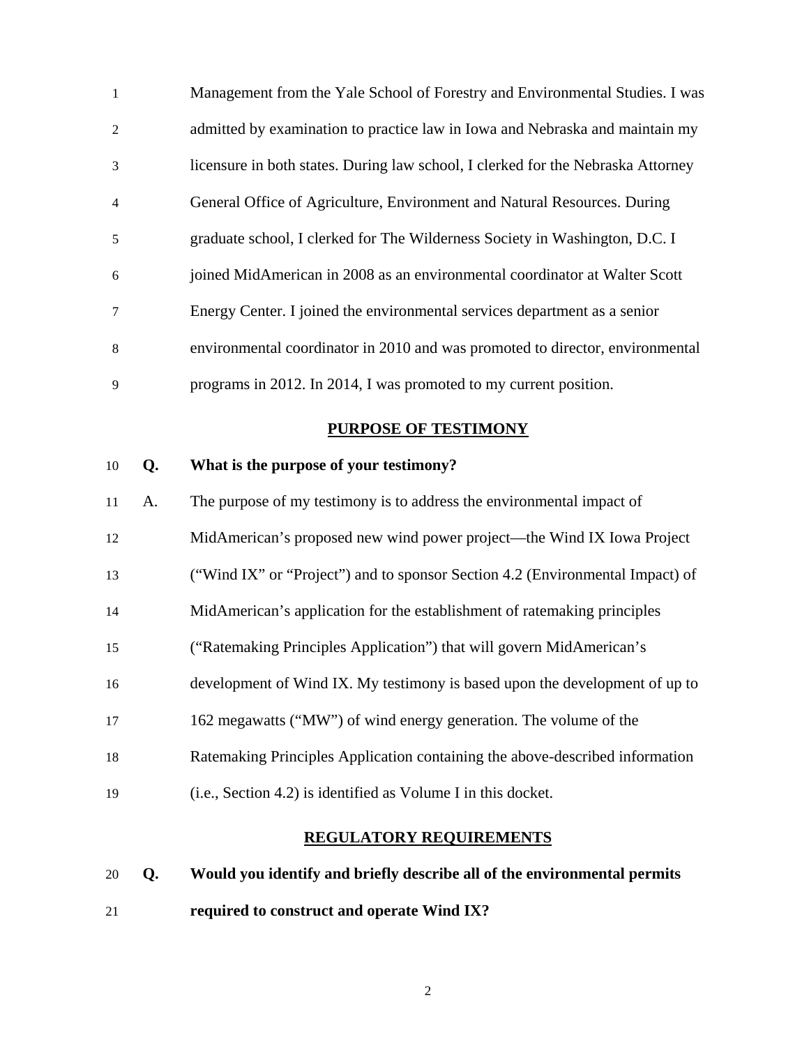Management from the Yale School of Forestry and Environmental Studies. I was admitted by examination to practice law in Iowa and Nebraska and maintain my licensure in both states. During law school, I clerked for the Nebraska Attorney General Office of Agriculture, Environment and Natural Resources. During graduate school, I clerked for The Wilderness Society in Washington, D.C. I joined MidAmerican in 2008 as an environmental coordinator at Walter Scott Energy Center. I joined the environmental services department as a senior environmental coordinator in 2010 and was promoted to director, environmental programs in 2012. In 2014, I was promoted to my current position.

## PURPOSE OF TESTIMONY

**Q. What is the purpose of your testimony?**

A. The purpose of my testimony is to address the environmental impact of MidAmerican's proposed new wind power project—the Wind IX Iowa Project ("Wind IX" or "Project") and to sponsor Section 4.2 (Environmental Impact) of MidAmerican's application for the establishment of ratemaking principles ("Ratemaking Principles Application") that will govern MidAmerican's development of Wind IX. My testimony is based upon the development of up to 162 megawatts ("MW") of wind energy generation. The volume of the Ratemaking Principles Application containing the above-described information (i.e., Section 4.2) is identified as Volume I in this docket.

## REGULATORY REQUIREMENTS

**Q. Would you identify and briefly describe all of the environmental permits required to construct and operate Wind IX?**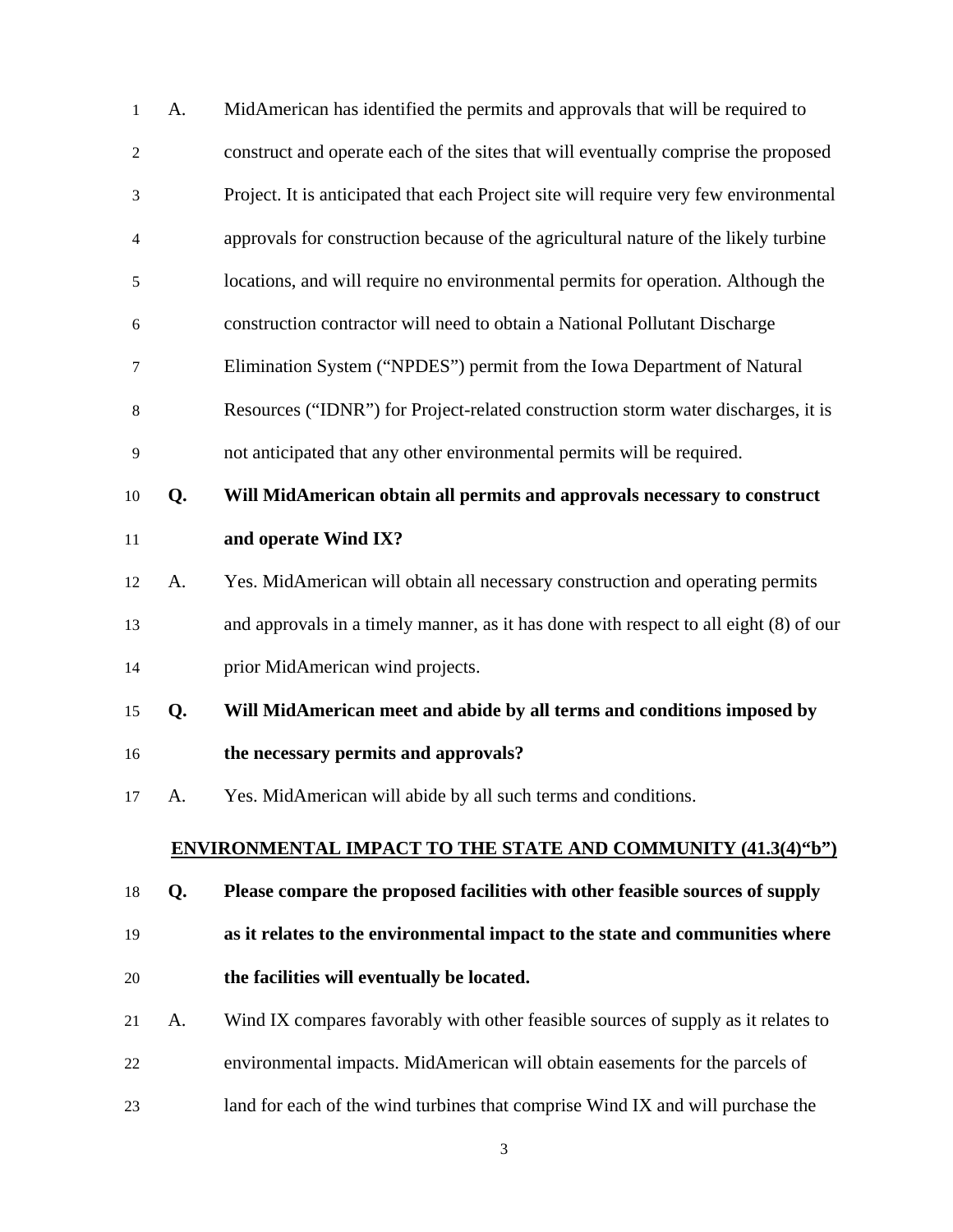A. MidAmerican has identified the permits and approvals that will be required to construct and operate each of the sites that will eventually comprise the proposed Project. It is anticipated that each Project site will require very few environmental approvals for construction because of the agricultural nature of the likely turbine locations, and will require no environmental permits for operation. Although the construction contractor will need to obtain a National Pollutant Discharge Elimination System ("NPDES") permit from the Iowa Department of Natural Resources ("IDNR") for Project-related construction storm water discharges, it is not anticipated that any other environmental permits will be required.

**Q. Will MidAmerican obtain all permits and approvals necessary to construct and operate Wind IX?**

A. Yes. MidAmerican will obtain all necessary construction and operating permits and approvals in a timely manner, as it has done with respect to all eight (8) of our prior MidAmerican wind projects.

**Q. Will MidAmerican meet and abide by all terms and conditions imposed by the necessary permits and approvals?**

A. Yes. MidAmerican will abide by all such terms and conditions.

## ENVIRONMENTAL IMPACT TO THE STATE AND COMMUNITY (41.3(4)"b")

**Q. Please compare the proposed facilities with other feasible sources of supply as it relates to the environmental impact to the state and communities where the facilities will eventually be located.**

A. Wind IX compares favorably with other feasible sources of supply as it relates to environmental impacts. MidAmerican will obtain easements for the parcels of land for each of the wind turbines that comprise Wind IX and will purchase the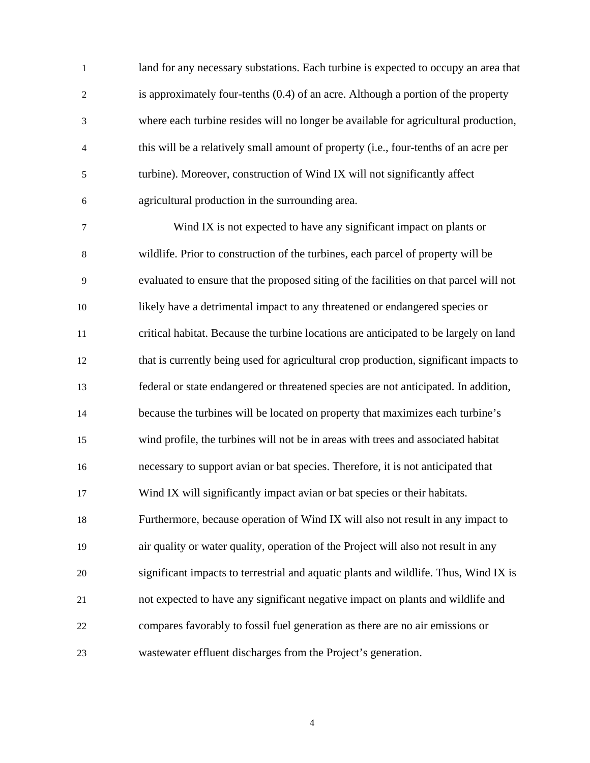land for any necessary substations. Each turbine is expected to occupy an area that is approximately four-tenths (0.4) of an acre. Although a portion of the property where each turbine resides will no longer be available for agricultural production, this will be a relatively small amount of property (i.e., four-tenths of an acre per turbine). Moreover, construction of Wind IX will not significantly affect agricultural production in the surrounding area.

Wind IX is not expected to have any significant impact on plants or wildlife. Prior to construction of the turbines, each parcel of property will be evaluated to ensure that the proposed siting of the facilities on that parcel will not likely have a detrimental impact to any threatened or endangered species or critical habitat. Because the turbine locations are anticipated to be largely on land that is currently being used for agricultural crop production, significant impacts to federal or state endangered or threatened species are not anticipated. In addition, because the turbines will be located on property that maximizes each turbine's wind profile, the turbines will not be in areas with trees and associated habitat necessary to support avian or bat species. Therefore, it is not anticipated that Wind IX will significantly impact avian or bat species or their habitats. Furthermore, because operation of Wind IX will also not result in any impact to air quality or water quality, operation of the Project will also not result in any significant impacts to terrestrial and aquatic plants and wildlife. Thus, Wind IX is not expected to have any significant negative impact on plants and wildlife and compares favorably to fossil fuel generation as there are no air emissions or wastewater effluent discharges from the Project's generation.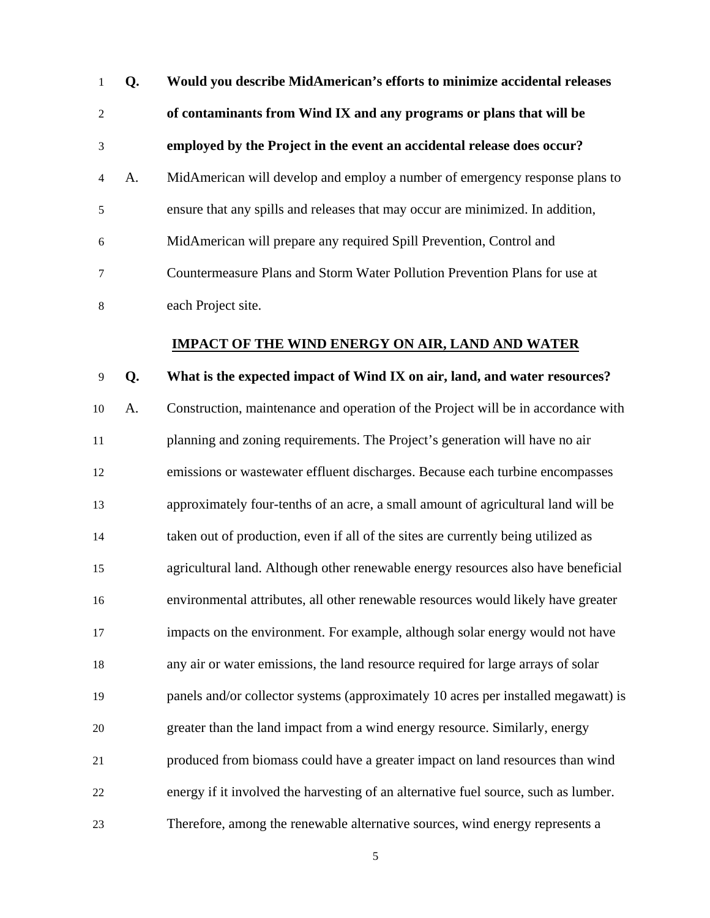**Q. Would you describe MidAmerican's efforts to minimize accidental releases of contaminants from Wind IX and any programs or plans that will be employed by the Project in the event an accidental release does occur?**

A. MidAmerican will develop and employ a number of emergency response plans to ensure that any spills and releases that may occur are minimized. In addition, MidAmerican will prepare any required Spill Prevention, Control and Countermeasure Plans and Storm Water Pollution Prevention Plans for use at each Project site.

## IMPACT OF THE WIND ENERGY ON AIR, LAND AND WATER

**Q. What is the expected impact of Wind IX on air, land, and water resources?**

A. Construction, maintenance and operation of the Project will be in accordance with planning and zoning requirements. The Project's generation will have no air emissions or wastewater effluent discharges. Because each turbine encompasses approximately four-tenths of an acre, a small amount of agricultural land will be taken out of production, even if all of the sites are currently being utilized as agricultural land. Although other renewable energy resources also have beneficial environmental attributes, all other renewable resources would likely have greater impacts on the environment. For example, although solar energy would not have any air or water emissions, the land resource required for large arrays of solar panels and/or collector systems (approximately 10 acres per installed megawatt) is greater than the land impact from a wind energy resource. Similarly, energy produced from biomass could have a greater impact on land resources than wind energy if it involved the harvesting of an alternative fuel source, such as lumber. Therefore, among the renewable alternative sources, wind energy represents a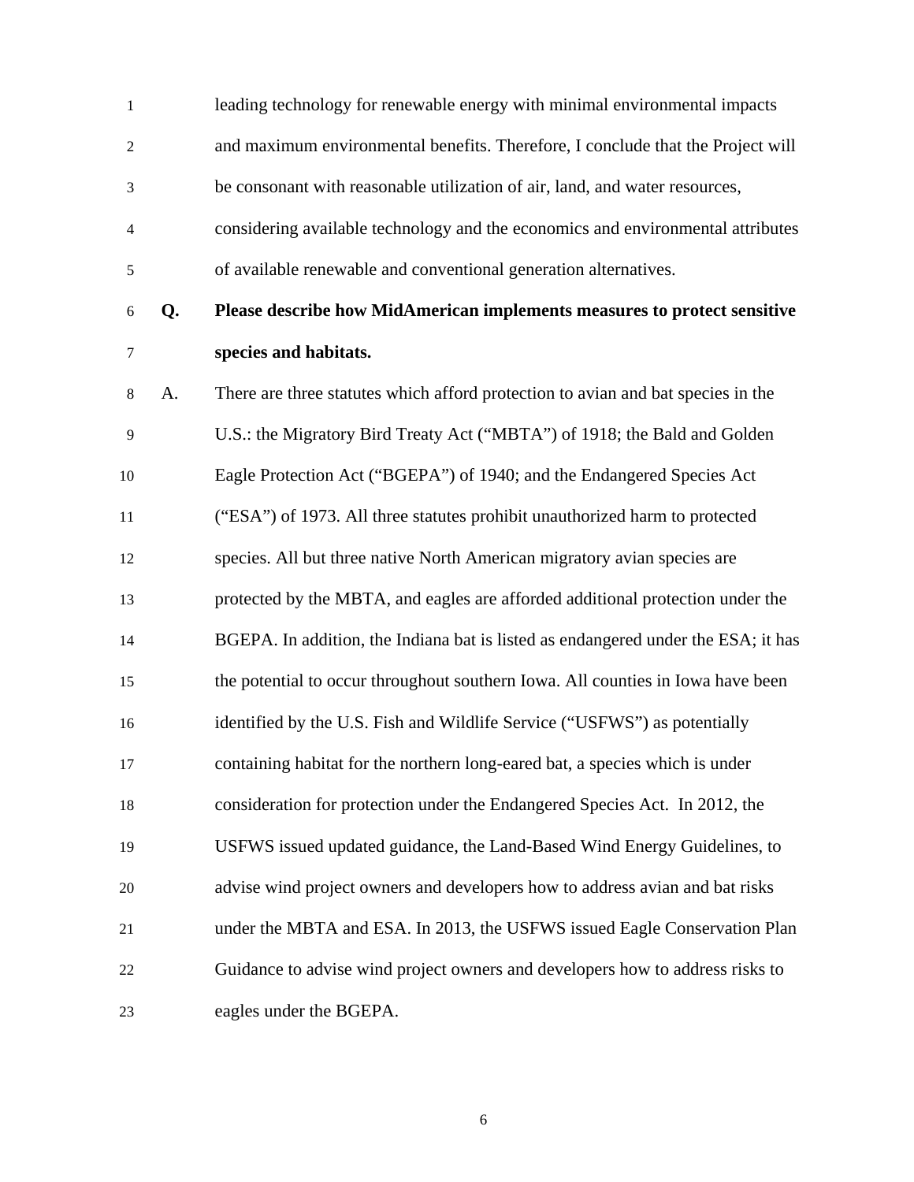leading technology for renewable energy with minimal environmental impacts and maximum environmental benefits. Therefore, I conclude that the Project will be consonant with reasonable utilization of air, land, and water resources, considering available technology and the economics and environmental attributes of available renewable and conventional generation alternatives.

**Q. Please describe how MidAmerican implements measures to protect sensitive species and habitats.**

A. There are three statutes which afford protection to avian and bat species in the U.S.: the Migratory Bird Treaty Act ("MBTA") of 1918; the Bald and Golden Eagle Protection Act ("BGEPA") of 1940; and the Endangered Species Act ("ESA") of 1973. All three statutes prohibit unauthorized harm to protected species. All but three native North American migratory avian species are protected by the MBTA, and eagles are afforded additional protection under the BGEPA. In addition, the Indiana bat is listed as endangered under the ESA; it has the potential to occur throughout southern Iowa. All counties in Iowa have been identified by the U.S. Fish and Wildlife Service ("USFWS") as potentially containing habitat for the northern long-eared bat, a species which is under consideration for protection under the Endangered Species Act. In 2012, the USFWS issued updated guidance, the Land-Based Wind Energy Guidelines, to advise wind project owners and developers how to address avian and bat risks under the MBTA and ESA. In 2013, the USFWS issued Eagle Conservation Plan Guidance to advise wind project owners and developers how to address risks to eagles under the BGEPA.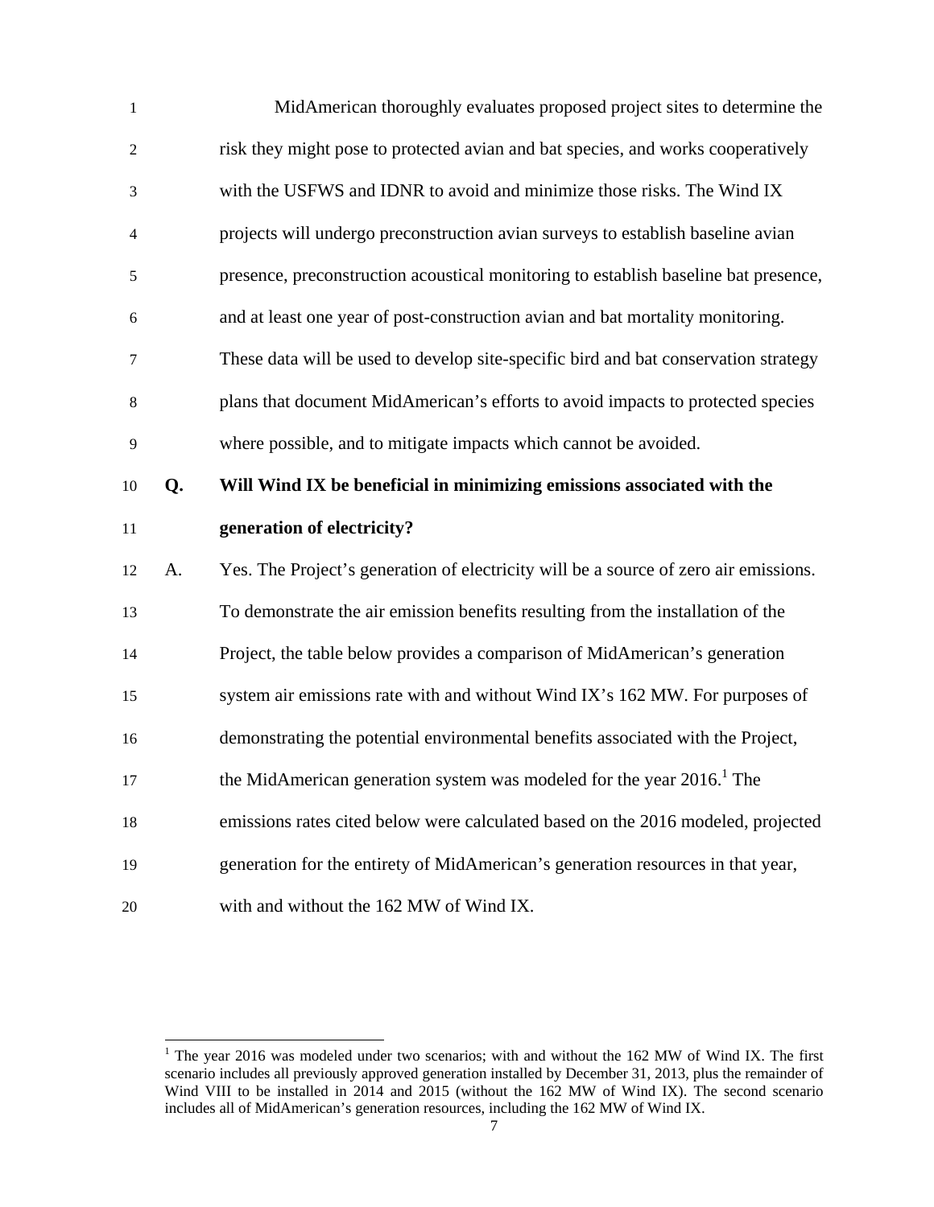MidAmerican thoroughly evaluates proposed project sites to determine the risk they might pose to protected avian and bat species, and works cooperatively with the USFWS and IDNR to avoid and minimize those risks. The Wind IX projects will undergo preconstruction avian surveys to establish baseline avian presence, preconstruction acoustical monitoring to establish baseline bat presence, and at least one year of post-construction avian and bat mortality monitoring. These data will be used to develop site-specific bird and bat conservation strategy plans that document MidAmerican's efforts to avoid impacts to protected species where possible, and to mitigate impacts which cannot be avoided.

**Q. Will Wind IX be beneficial in minimizing emissions associated with the generation of electricity?**

A. Yes. The Project's generation of electricity will be a source of zero air emissions. To demonstrate the air emission benefits resulting from the installation of the Project, the table below provides a comparison of MidAmerican's generation system air emissions rate with and without Wind IX's 162 MW. For purposes of demonstrating the potential environmental benefits associated with the Project, the MidAmerican generation system was modeled for the year 2016.[1] The emissions rates cited below were calculated based on the 2016 modeled, projected generation for the entirety of MidAmerican's generation resources in that year, with and without the 162 MW of Wind IX.

[1] The year 2016 was modeled under two scenarios; with and without the 162 MW of Wind IX. The first scenario includes all previously approved generation installed by December 31, 2013, plus the remainder of Wind VIII to be installed in 2014 and 2015 (without the 162 MW of Wind IX). The second scenario includes all of MidAmerican's generation resources, including the 162 MW of Wind IX.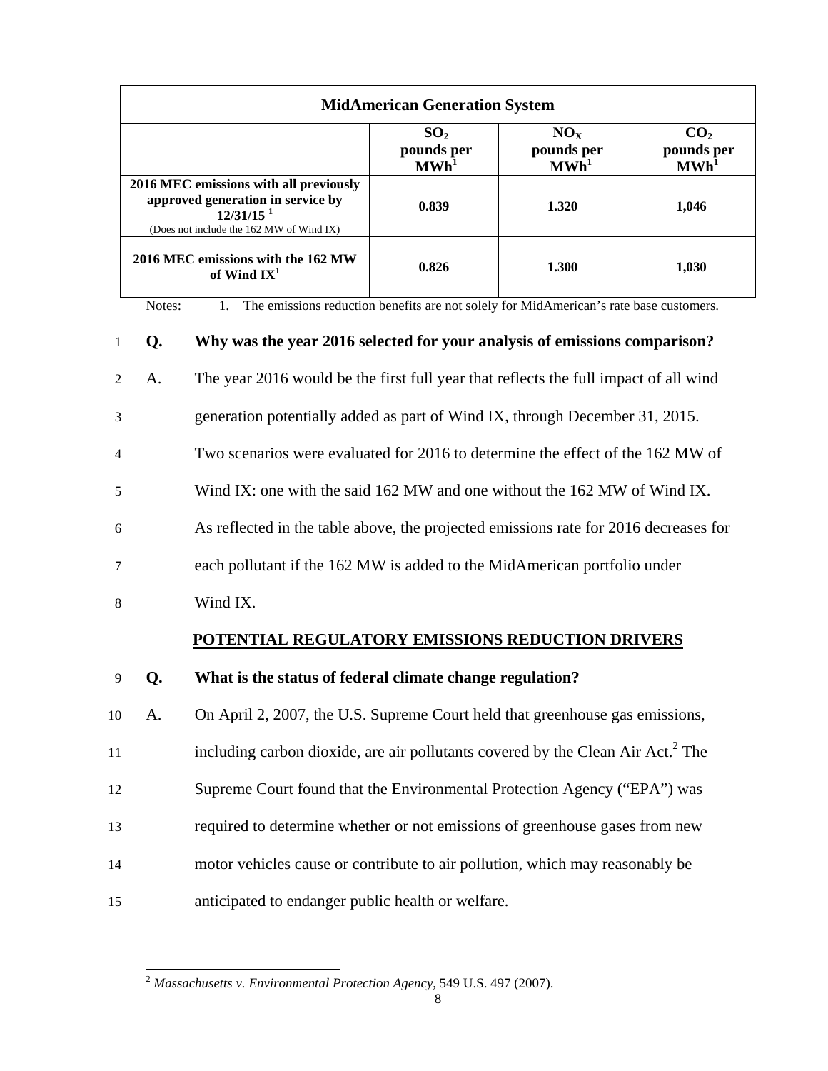| MidAmerican Generation System | | | |
|---|---|---|---|
| | $SO_2$ pounds per MWh[1] | $NO_X$ pounds per MWh[1] | $CO_2$ pounds per MWh[1] |
| **2016 MEC emissions with all previously approved generation in service by 12/31/15** [1] (Does not include the 162 MW of Wind IX) | **0.839** | **1.320** | **1,046** |
| **2016 MEC emissions with the 162 MW of Wind IX**[1] | **0.826** | **1.300** | **1,030** |

Notes: 1. The emissions reduction benefits are not solely for MidAmerican's rate base customers.

**Q. Why was the year 2016 selected for your analysis of emissions comparison?**

A. The year 2016 would be the first full year that reflects the full impact of all wind generation potentially added as part of Wind IX, through December 31, 2015. Two scenarios were evaluated for 2016 to determine the effect of the 162 MW of Wind IX: one with the said 162 MW and one without the 162 MW of Wind IX. As reflected in the table above, the projected emissions rate for 2016 decreases for each pollutant if the 162 MW is added to the MidAmerican portfolio under Wind IX.

## POTENTIAL REGULATORY EMISSIONS REDUCTION DRIVERS

**Q. What is the status of federal climate change regulation?**

A. On April 2, 2007, the U.S. Supreme Court held that greenhouse gas emissions, including carbon dioxide, are air pollutants covered by the Clean Air Act.[2] The Supreme Court found that the Environmental Protection Agency ("EPA") was required to determine whether or not emissions of greenhouse gases from new motor vehicles cause or contribute to air pollution, which may reasonably be anticipated to endanger public health or welfare.

[2] *Massachusetts v. Environmental Protection Agency*, 549 U.S. 497 (2007).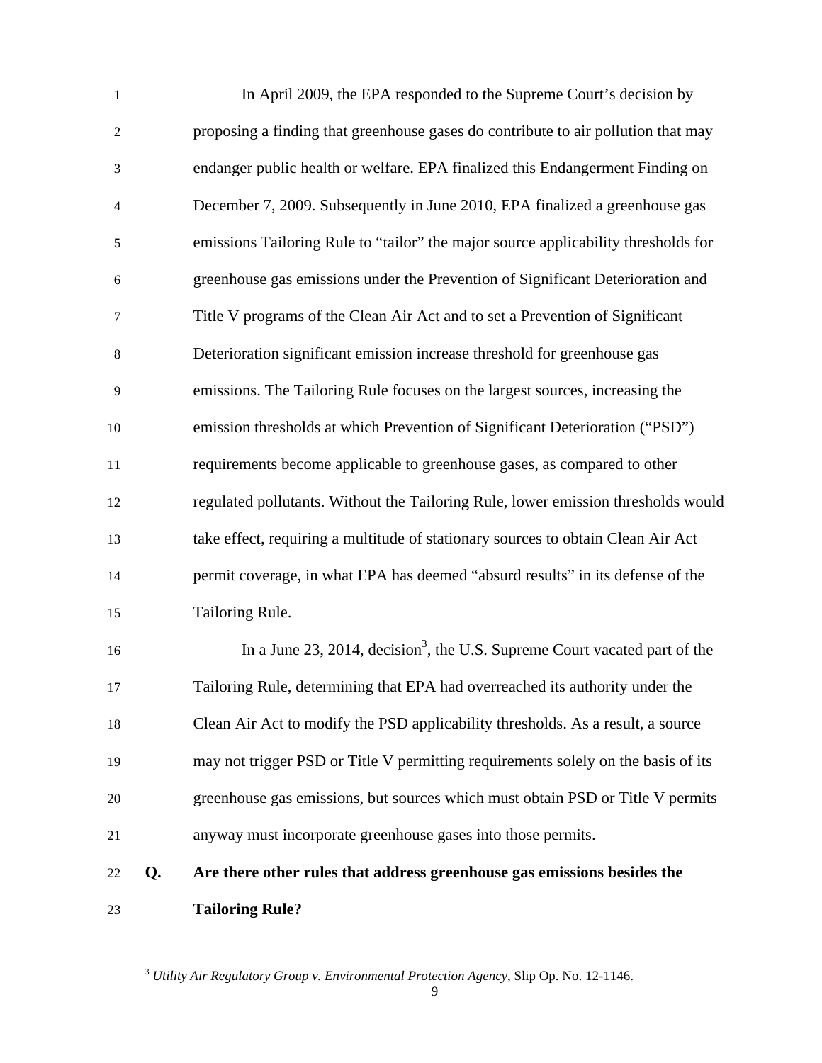In April 2009, the EPA responded to the Supreme Court's decision by proposing a finding that greenhouse gases do contribute to air pollution that may endanger public health or welfare. EPA finalized this Endangerment Finding on December 7, 2009. Subsequently in June 2010, EPA finalized a greenhouse gas emissions Tailoring Rule to "tailor" the major source applicability thresholds for greenhouse gas emissions under the Prevention of Significant Deterioration and Title V programs of the Clean Air Act and to set a Prevention of Significant Deterioration significant emission increase threshold for greenhouse gas emissions. The Tailoring Rule focuses on the largest sources, increasing the emission thresholds at which Prevention of Significant Deterioration ("PSD") requirements become applicable to greenhouse gases, as compared to other regulated pollutants. Without the Tailoring Rule, lower emission thresholds would take effect, requiring a multitude of stationary sources to obtain Clean Air Act permit coverage, in what EPA has deemed "absurd results" in its defense of the Tailoring Rule.

In a June 23, 2014, decision[3], the U.S. Supreme Court vacated part of the Tailoring Rule, determining that EPA had overreached its authority under the Clean Air Act to modify the PSD applicability thresholds. As a result, a source may not trigger PSD or Title V permitting requirements solely on the basis of its greenhouse gas emissions, but sources which must obtain PSD or Title V permits anyway must incorporate greenhouse gases into those permits.

**Q. Are there other rules that address greenhouse gas emissions besides the Tailoring Rule?**

---

[3] *Utility Air Regulatory Group v. Environmental Protection Agency*, Slip Op. No. 12-1146.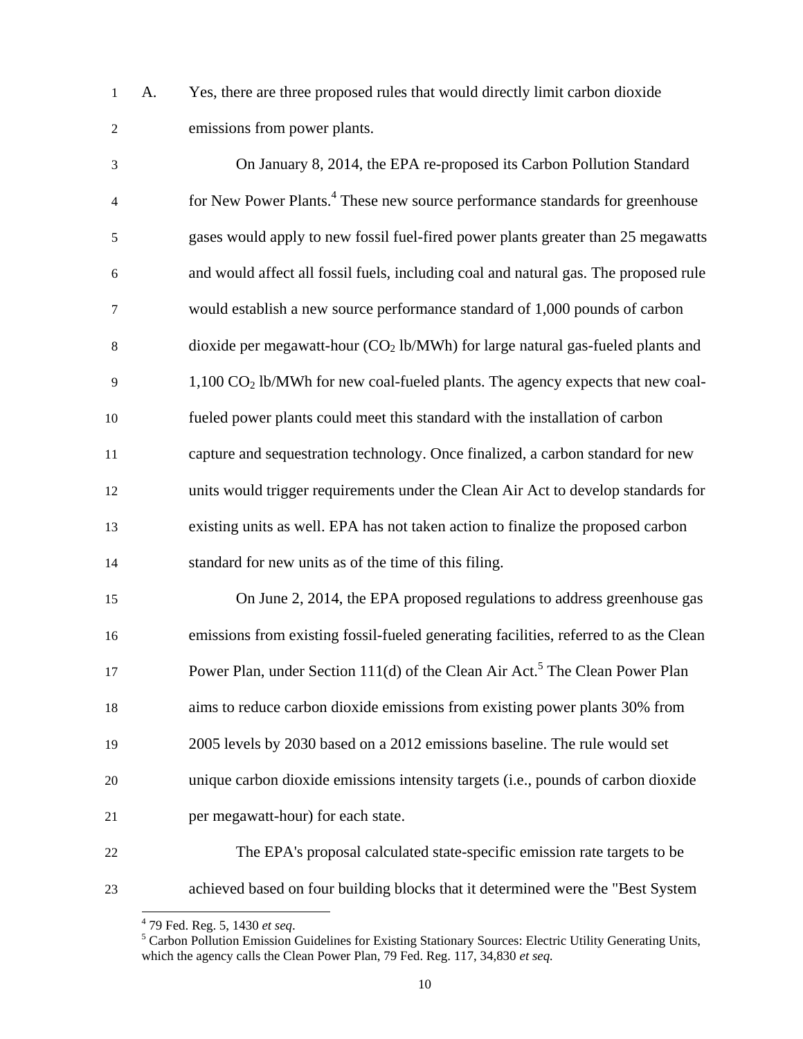A. Yes, there are three proposed rules that would directly limit carbon dioxide emissions from power plants.

On January 8, 2014, the EPA re-proposed its Carbon Pollution Standard for New Power Plants.[4] These new source performance standards for greenhouse gases would apply to new fossil fuel-fired power plants greater than 25 megawatts and would affect all fossil fuels, including coal and natural gas. The proposed rule would establish a new source performance standard of 1,000 pounds of carbon dioxide per megawatt-hour ($CO_2$ lb/MWh) for large natural gas-fueled plants and 1,100 $CO_2$ lb/MWh for new coal-fueled plants. The agency expects that new coal-fueled power plants could meet this standard with the installation of carbon capture and sequestration technology. Once finalized, a carbon standard for new units would trigger requirements under the Clean Air Act to develop standards for existing units as well. EPA has not taken action to finalize the proposed carbon standard for new units as of the time of this filing.

On June 2, 2014, the EPA proposed regulations to address greenhouse gas emissions from existing fossil-fueled generating facilities, referred to as the Clean Power Plan, under Section 111(d) of the Clean Air Act.[5] The Clean Power Plan aims to reduce carbon dioxide emissions from existing power plants 30% from 2005 levels by 2030 based on a 2012 emissions baseline. The rule would set unique carbon dioxide emissions intensity targets (i.e., pounds of carbon dioxide per megawatt-hour) for each state.

The EPA's proposal calculated state-specific emission rate targets to be achieved based on four building blocks that it determined were the "Best System

---

[4] 79 Fed. Reg. 5, 1430 *et seq*.

[5] Carbon Pollution Emission Guidelines for Existing Stationary Sources: Electric Utility Generating Units, which the agency calls the Clean Power Plan, 79 Fed. Reg. 117, 34,830 *et seq.*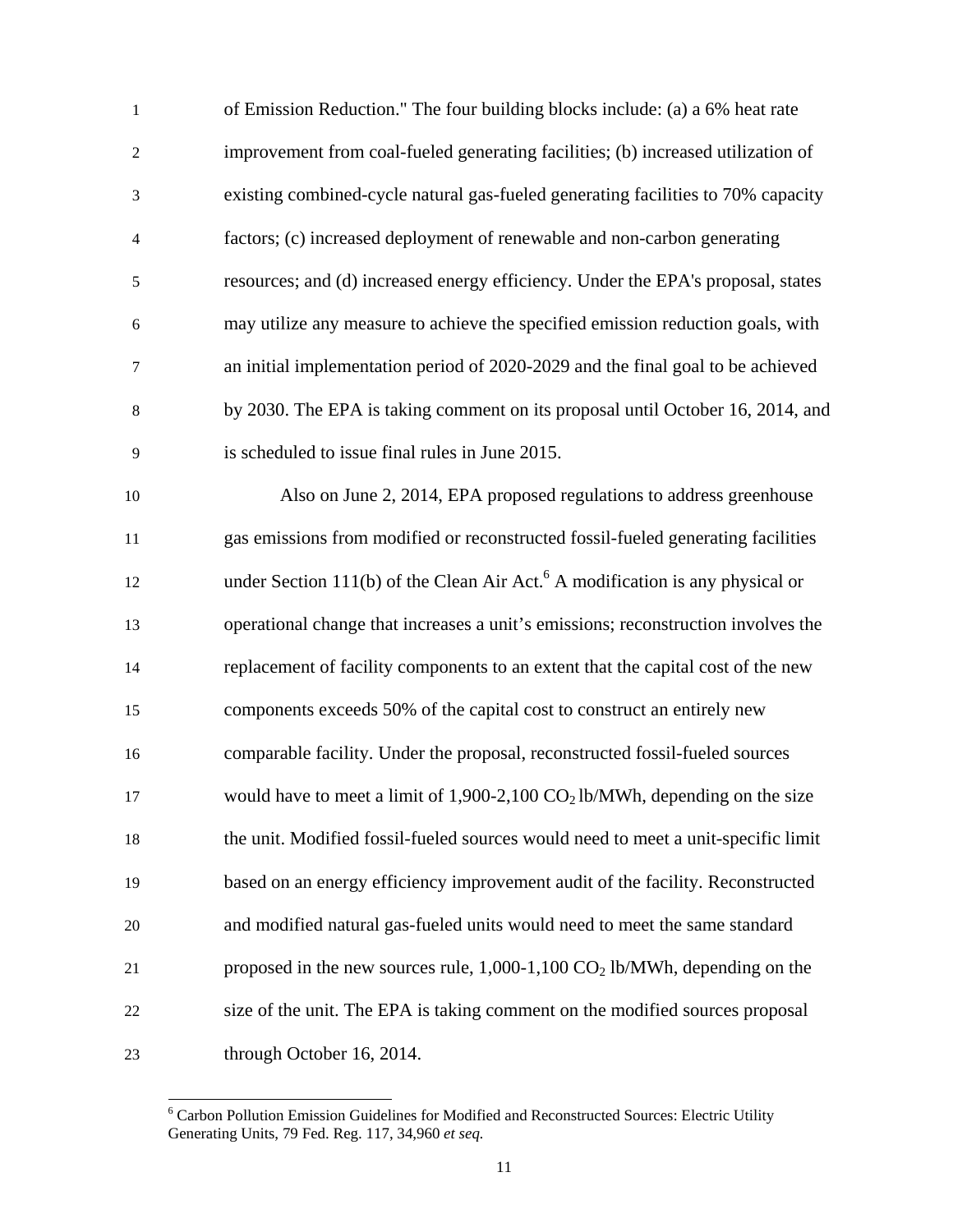of Emission Reduction." The four building blocks include: (a) a 6% heat rate improvement from coal-fueled generating facilities; (b) increased utilization of existing combined-cycle natural gas-fueled generating facilities to 70% capacity factors; (c) increased deployment of renewable and non-carbon generating resources; and (d) increased energy efficiency. Under the EPA's proposal, states may utilize any measure to achieve the specified emission reduction goals, with an initial implementation period of 2020-2029 and the final goal to be achieved by 2030. The EPA is taking comment on its proposal until October 16, 2014, and is scheduled to issue final rules in June 2015.

Also on June 2, 2014, EPA proposed regulations to address greenhouse gas emissions from modified or reconstructed fossil-fueled generating facilities under Section 111(b) of the Clean Air Act.[6] A modification is any physical or operational change that increases a unit's emissions; reconstruction involves the replacement of facility components to an extent that the capital cost of the new components exceeds 50% of the capital cost to construct an entirely new comparable facility. Under the proposal, reconstructed fossil-fueled sources would have to meet a limit of 1,900-2,100 $CO_2$ lb/MWh, depending on the size the unit. Modified fossil-fueled sources would need to meet a unit-specific limit based on an energy efficiency improvement audit of the facility. Reconstructed and modified natural gas-fueled units would need to meet the same standard proposed in the new sources rule, 1,000-1,100 $CO_2$ lb/MWh, depending on the size of the unit. The EPA is taking comment on the modified sources proposal through October 16, 2014.

[6] Carbon Pollution Emission Guidelines for Modified and Reconstructed Sources: Electric Utility Generating Units, 79 Fed. Reg. 117, 34,960 *et seq.*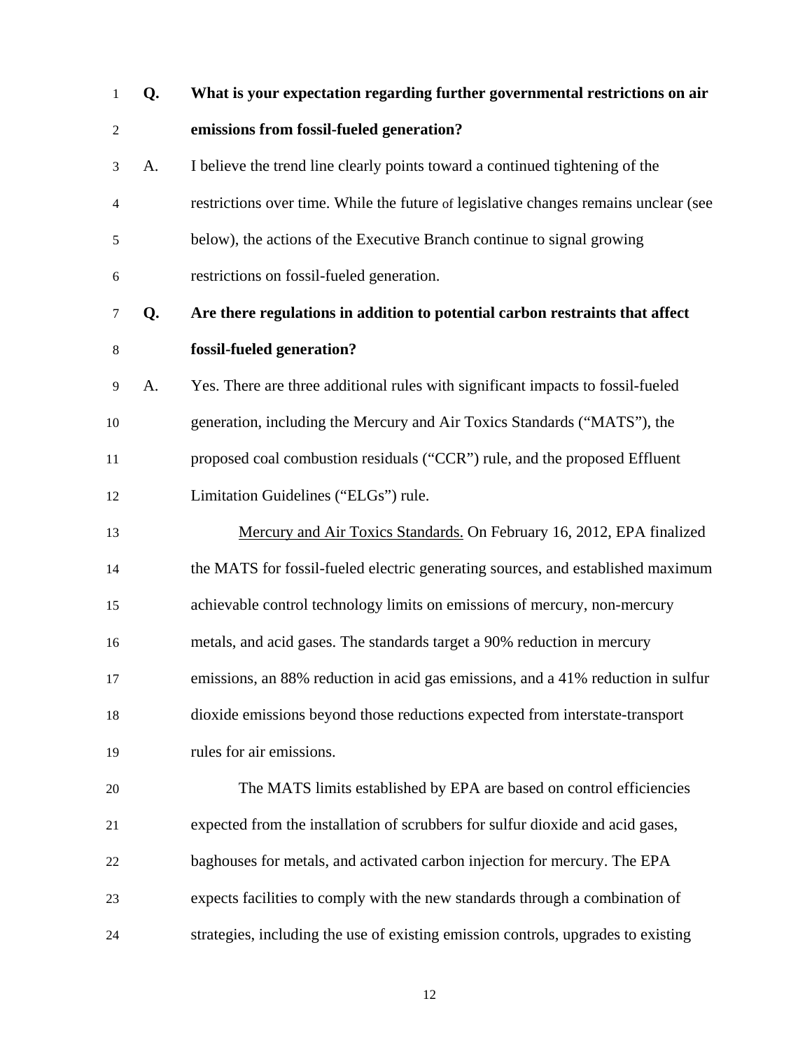**Q. What is your expectation regarding further governmental restrictions on air emissions from fossil-fueled generation?**

A. I believe the trend line clearly points toward a continued tightening of the restrictions over time. While the future of legislative changes remains unclear (see below), the actions of the Executive Branch continue to signal growing restrictions on fossil-fueled generation.

**Q. Are there regulations in addition to potential carbon restraints that affect fossil-fueled generation?**

A. Yes. There are three additional rules with significant impacts to fossil-fueled generation, including the Mercury and Air Toxics Standards ("MATS"), the proposed coal combustion residuals ("CCR") rule, and the proposed Effluent Limitation Guidelines ("ELGs") rule.

<u>Mercury and Air Toxics Standards.</u> On February 16, 2012, EPA finalized the MATS for fossil-fueled electric generating sources, and established maximum achievable control technology limits on emissions of mercury, non-mercury metals, and acid gases. The standards target a 90% reduction in mercury emissions, an 88% reduction in acid gas emissions, and a 41% reduction in sulfur dioxide emissions beyond those reductions expected from interstate-transport rules for air emissions.

The MATS limits established by EPA are based on control efficiencies expected from the installation of scrubbers for sulfur dioxide and acid gases, baghouses for metals, and activated carbon injection for mercury. The EPA expects facilities to comply with the new standards through a combination of strategies, including the use of existing emission controls, upgrades to existing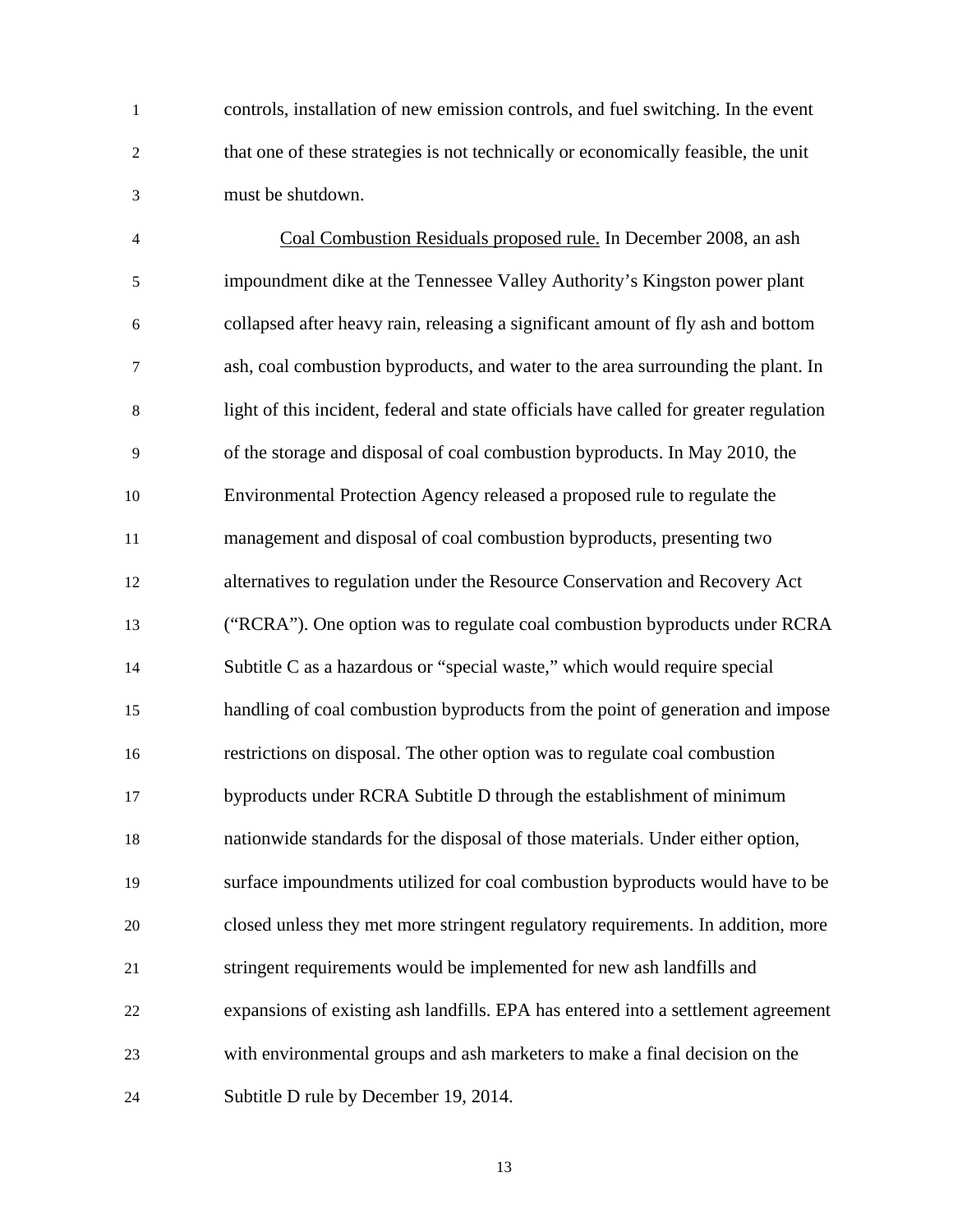controls, installation of new emission controls, and fuel switching. In the event that one of these strategies is not technically or economically feasible, the unit must be shutdown.

Coal Combustion Residuals proposed rule. In December 2008, an ash impoundment dike at the Tennessee Valley Authority's Kingston power plant collapsed after heavy rain, releasing a significant amount of fly ash and bottom ash, coal combustion byproducts, and water to the area surrounding the plant. In light of this incident, federal and state officials have called for greater regulation of the storage and disposal of coal combustion byproducts. In May 2010, the Environmental Protection Agency released a proposed rule to regulate the management and disposal of coal combustion byproducts, presenting two alternatives to regulation under the Resource Conservation and Recovery Act ("RCRA"). One option was to regulate coal combustion byproducts under RCRA Subtitle C as a hazardous or "special waste," which would require special handling of coal combustion byproducts from the point of generation and impose restrictions on disposal. The other option was to regulate coal combustion byproducts under RCRA Subtitle D through the establishment of minimum nationwide standards for the disposal of those materials. Under either option, surface impoundments utilized for coal combustion byproducts would have to be closed unless they met more stringent regulatory requirements. In addition, more stringent requirements would be implemented for new ash landfills and expansions of existing ash landfills. EPA has entered into a settlement agreement with environmental groups and ash marketers to make a final decision on the Subtitle D rule by December 19, 2014.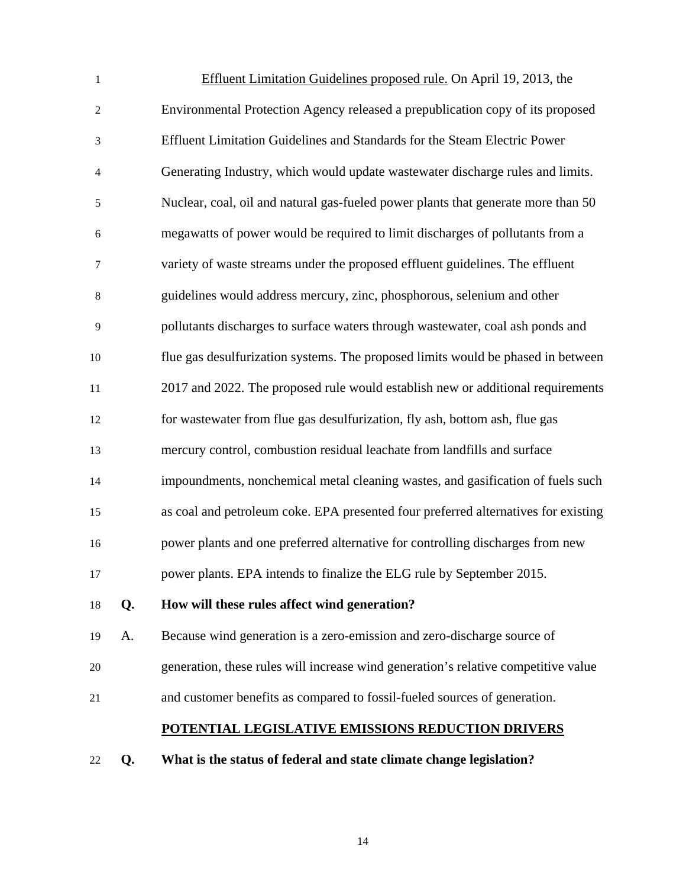<u>Effluent Limitation Guidelines proposed rule.</u> On April 19, 2013, the Environmental Protection Agency released a prepublication copy of its proposed Effluent Limitation Guidelines and Standards for the Steam Electric Power Generating Industry, which would update wastewater discharge rules and limits. Nuclear, coal, oil and natural gas-fueled power plants that generate more than 50 megawatts of power would be required to limit discharges of pollutants from a variety of waste streams under the proposed effluent guidelines. The effluent guidelines would address mercury, zinc, phosphorous, selenium and other pollutants discharges to surface waters through wastewater, coal ash ponds and flue gas desulfurization systems. The proposed limits would be phased in between 2017 and 2022. The proposed rule would establish new or additional requirements for wastewater from flue gas desulfurization, fly ash, bottom ash, flue gas mercury control, combustion residual leachate from landfills and surface impoundments, nonchemical metal cleaning wastes, and gasification of fuels such as coal and petroleum coke. EPA presented four preferred alternatives for existing power plants and one preferred alternative for controlling discharges from new power plants. EPA intends to finalize the ELG rule by September 2015.

**Q. How will these rules affect wind generation?**

A. Because wind generation is a zero-emission and zero-discharge source of generation, these rules will increase wind generation's relative competitive value and customer benefits as compared to fossil-fueled sources of generation.

## <u>POTENTIAL LEGISLATIVE EMISSIONS REDUCTION DRIVERS</u>

**Q. What is the status of federal and state climate change legislation?**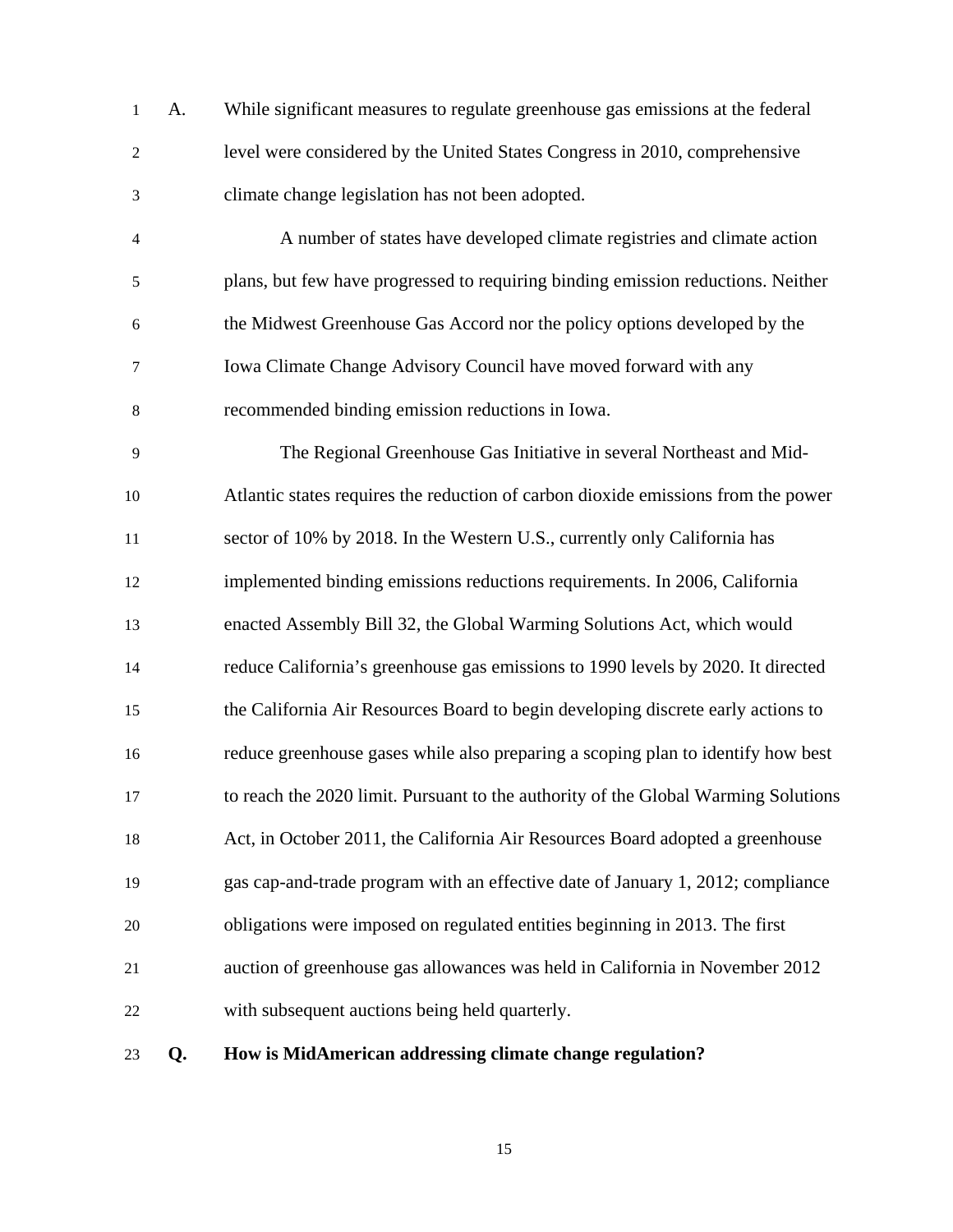A. While significant measures to regulate greenhouse gas emissions at the federal level were considered by the United States Congress in 2010, comprehensive climate change legislation has not been adopted.

A number of states have developed climate registries and climate action plans, but few have progressed to requiring binding emission reductions. Neither the Midwest Greenhouse Gas Accord nor the policy options developed by the Iowa Climate Change Advisory Council have moved forward with any recommended binding emission reductions in Iowa.

The Regional Greenhouse Gas Initiative in several Northeast and Mid-Atlantic states requires the reduction of carbon dioxide emissions from the power sector of 10% by 2018. In the Western U.S., currently only California has implemented binding emissions reductions requirements. In 2006, California enacted Assembly Bill 32, the Global Warming Solutions Act, which would reduce California's greenhouse gas emissions to 1990 levels by 2020. It directed the California Air Resources Board to begin developing discrete early actions to reduce greenhouse gases while also preparing a scoping plan to identify how best to reach the 2020 limit. Pursuant to the authority of the Global Warming Solutions Act, in October 2011, the California Air Resources Board adopted a greenhouse gas cap-and-trade program with an effective date of January 1, 2012; compliance obligations were imposed on regulated entities beginning in 2013. The first auction of greenhouse gas allowances was held in California in November 2012 with subsequent auctions being held quarterly.

**Q. How is MidAmerican addressing climate change regulation?**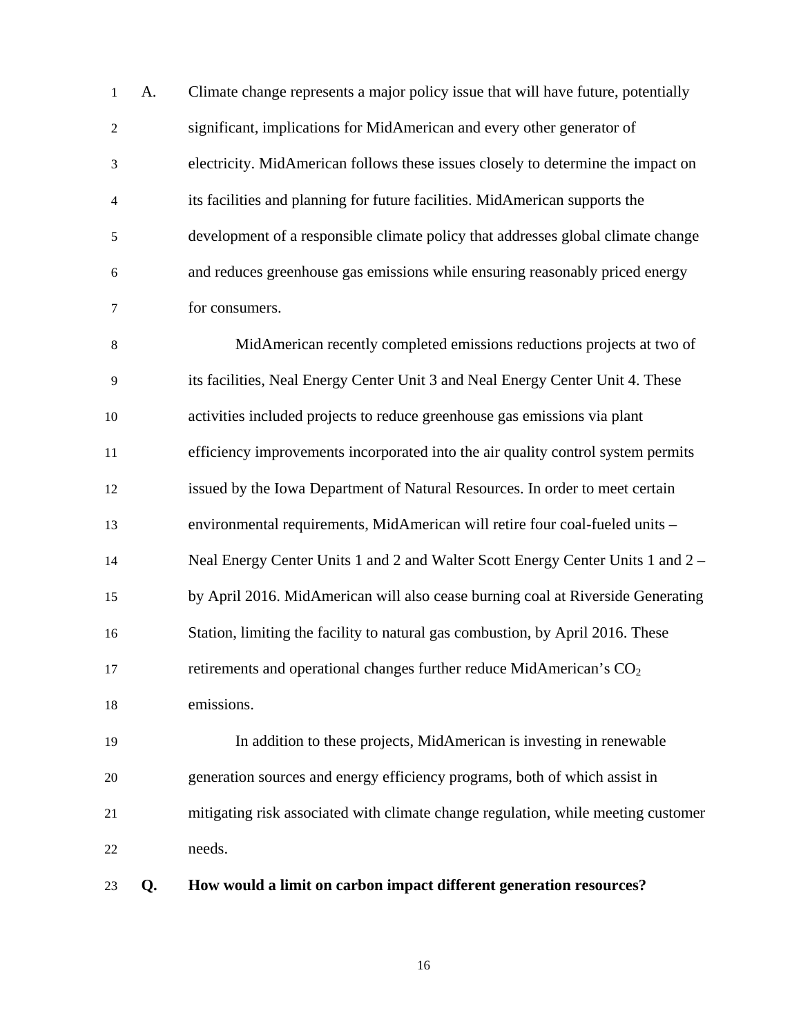A. Climate change represents a major policy issue that will have future, potentially significant, implications for MidAmerican and every other generator of electricity. MidAmerican follows these issues closely to determine the impact on its facilities and planning for future facilities. MidAmerican supports the development of a responsible climate policy that addresses global climate change and reduces greenhouse gas emissions while ensuring reasonably priced energy for consumers.

MidAmerican recently completed emissions reductions projects at two of its facilities, Neal Energy Center Unit 3 and Neal Energy Center Unit 4. These activities included projects to reduce greenhouse gas emissions via plant efficiency improvements incorporated into the air quality control system permits issued by the Iowa Department of Natural Resources. In order to meet certain environmental requirements, MidAmerican will retire four coal-fueled units – Neal Energy Center Units 1 and 2 and Walter Scott Energy Center Units 1 and 2 – by April 2016. MidAmerican will also cease burning coal at Riverside Generating Station, limiting the facility to natural gas combustion, by April 2016. These retirements and operational changes further reduce MidAmerican's $CO_2$ emissions.

In addition to these projects, MidAmerican is investing in renewable generation sources and energy efficiency programs, both of which assist in mitigating risk associated with climate change regulation, while meeting customer needs.

**Q. How would a limit on carbon impact different generation resources?**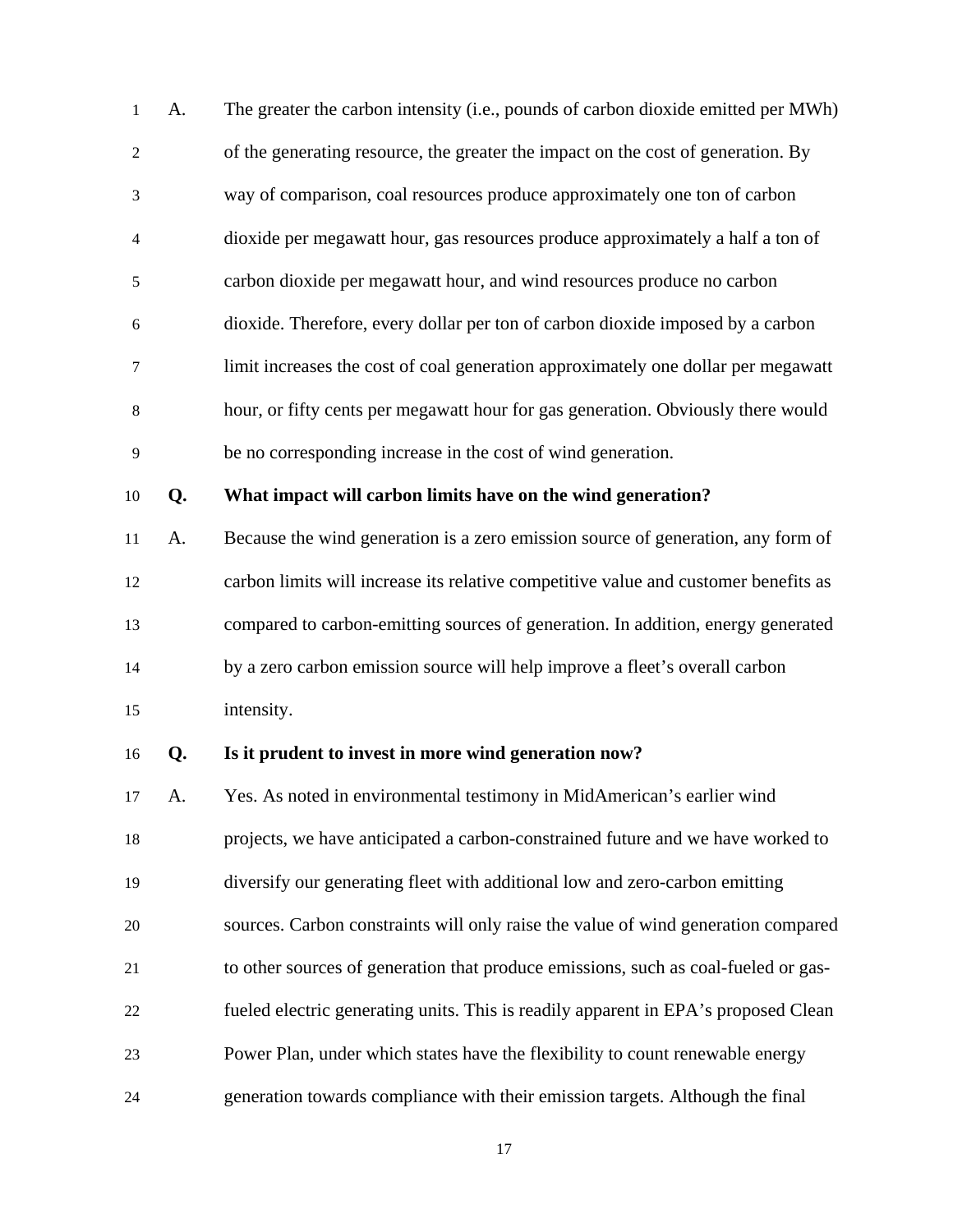A. The greater the carbon intensity (i.e., pounds of carbon dioxide emitted per MWh) of the generating resource, the greater the impact on the cost of generation. By way of comparison, coal resources produce approximately one ton of carbon dioxide per megawatt hour, gas resources produce approximately a half a ton of carbon dioxide per megawatt hour, and wind resources produce no carbon dioxide. Therefore, every dollar per ton of carbon dioxide imposed by a carbon limit increases the cost of coal generation approximately one dollar per megawatt hour, or fifty cents per megawatt hour for gas generation. Obviously there would be no corresponding increase in the cost of wind generation.

**Q. What impact will carbon limits have on the wind generation?**

A. Because the wind generation is a zero emission source of generation, any form of carbon limits will increase its relative competitive value and customer benefits as compared to carbon-emitting sources of generation. In addition, energy generated by a zero carbon emission source will help improve a fleet's overall carbon intensity.

**Q. Is it prudent to invest in more wind generation now?**

A. Yes. As noted in environmental testimony in MidAmerican's earlier wind projects, we have anticipated a carbon-constrained future and we have worked to diversify our generating fleet with additional low and zero-carbon emitting sources. Carbon constraints will only raise the value of wind generation compared to other sources of generation that produce emissions, such as coal-fueled or gas-fueled electric generating units. This is readily apparent in EPA's proposed Clean Power Plan, under which states have the flexibility to count renewable energy generation towards compliance with their emission targets. Although the final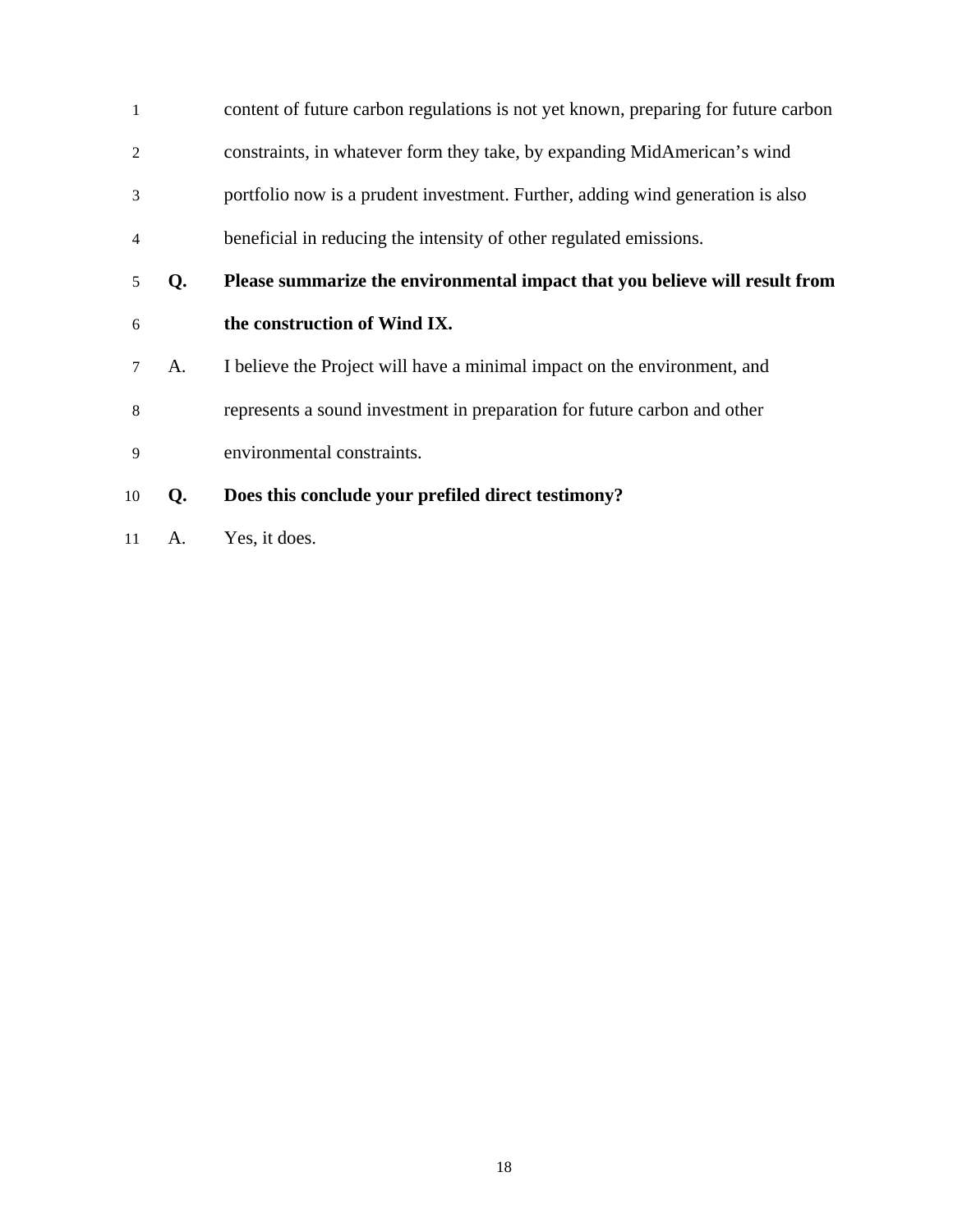content of future carbon regulations is not yet known, preparing for future carbon constraints, in whatever form they take, by expanding MidAmerican's wind portfolio now is a prudent investment. Further, adding wind generation is also beneficial in reducing the intensity of other regulated emissions.

**Q. Please summarize the environmental impact that you believe will result from the construction of Wind IX.**

A. I believe the Project will have a minimal impact on the environment, and represents a sound investment in preparation for future carbon and other environmental constraints.

**Q. Does this conclude your prefiled direct testimony?**

A. Yes, it does.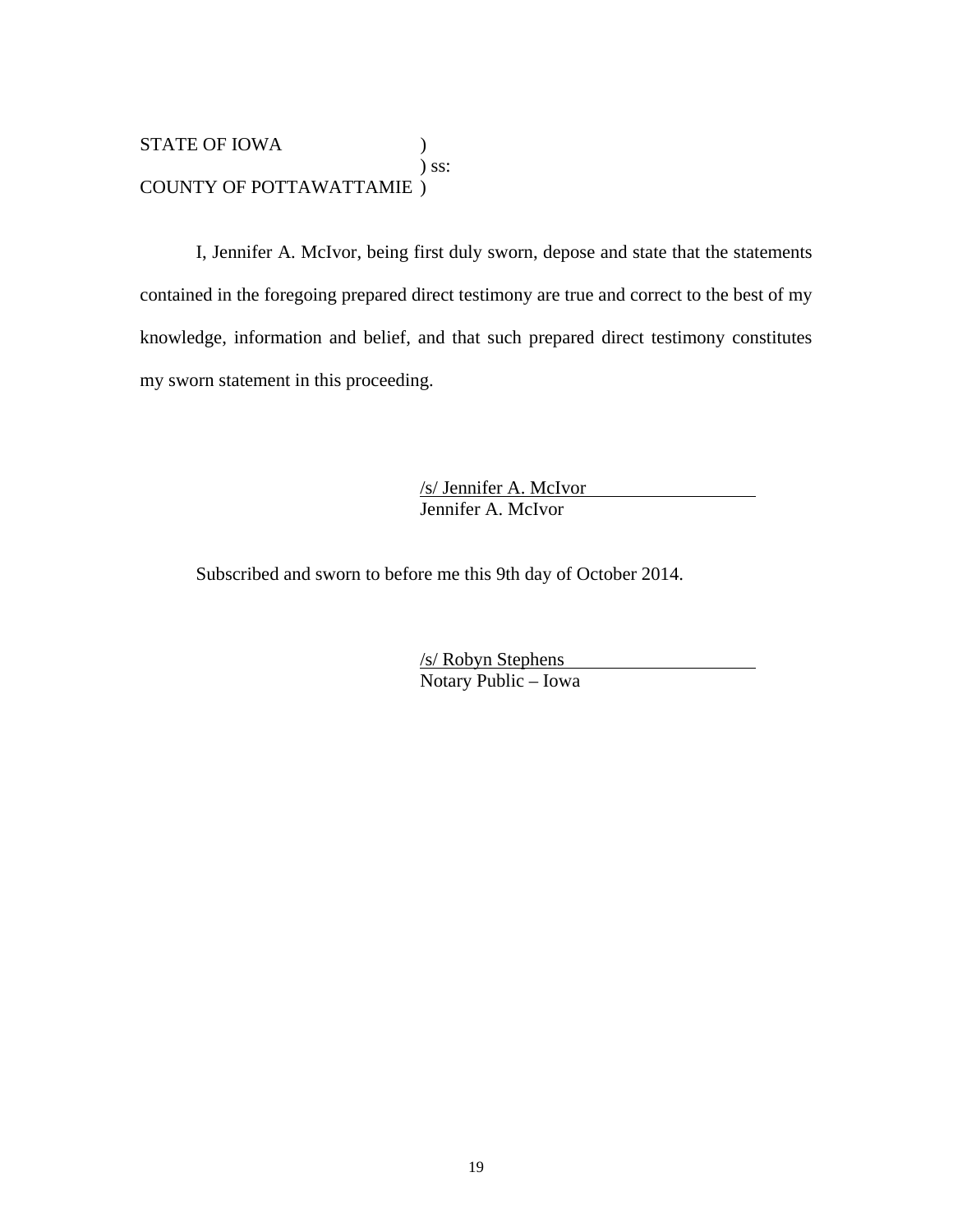STATE OF IOWA )  
) ss:  
COUNTY OF POTTAWATTAMIE )

I, Jennifer A. McIvor, being first duly sworn, depose and state that the statements contained in the foregoing prepared direct testimony are true and correct to the best of my knowledge, information and belief, and that such prepared direct testimony constitutes my sworn statement in this proceeding.

/s/ Jennifer A. McIvor  
Jennifer A. McIvor

Subscribed and sworn to before me this 9th day of October 2014.

/s/ Robyn Stephens  
Notary Public – Iowa